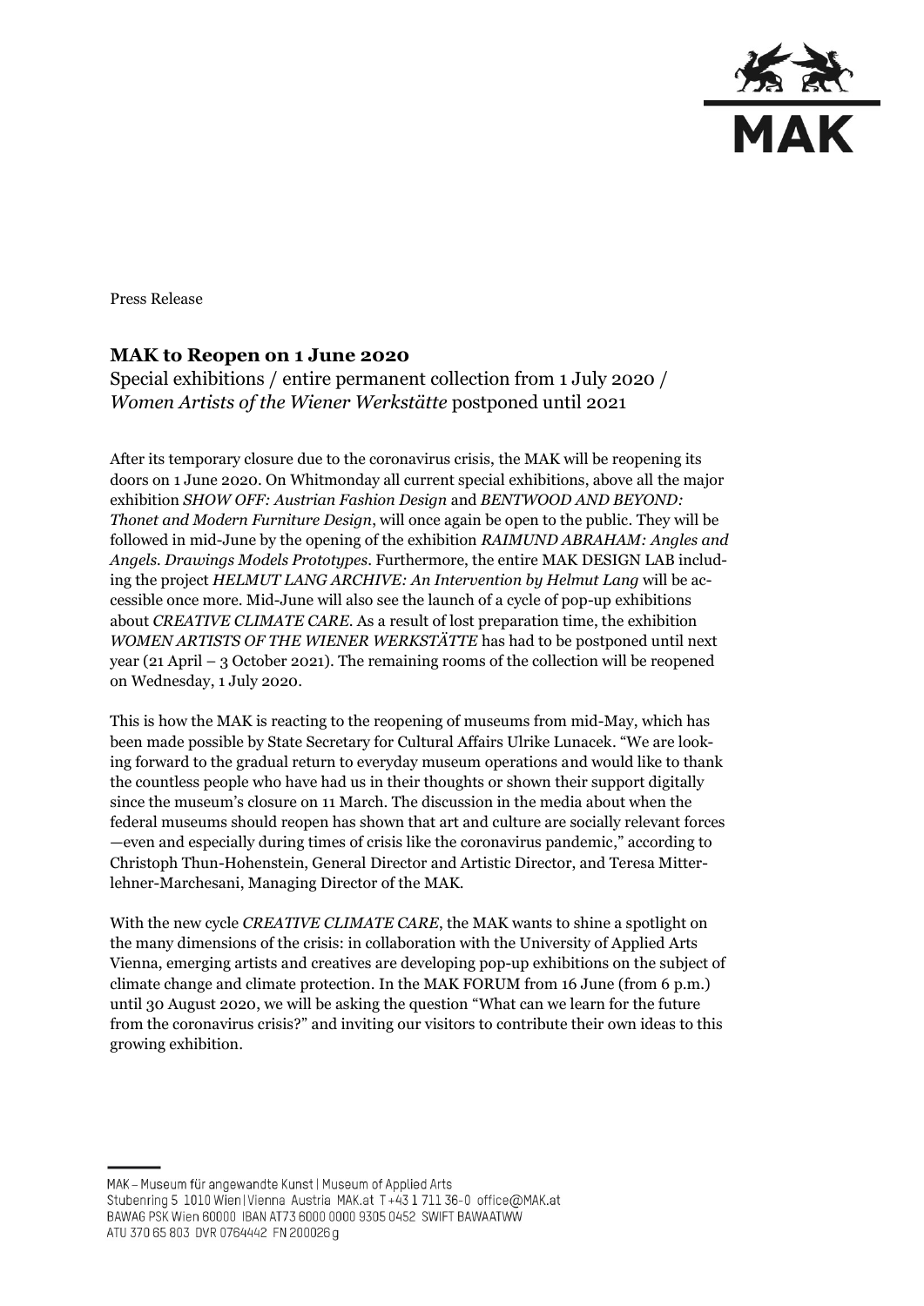Press Release

# MAK to Reopen on 1 June 2020

Special exhibitions / entire permanent collection from 1 July 2020 / *Women Artists of the Wiener Werkstätte* postponed until 2021

After its temporary closure due to the coronavirus crisis, the MAK will be reopening its doors on 1 June 2020. On Whitmonday all current special exhibitions, above all the major exhibition *SHOW OFF: Austrian Fashion Design* and *BENTWOOD AND BEYOND: Thonet and Modern Furniture Design*, will once again be open to the public. They will be followed in mid-June by the opening of the exhibition *RAIMUND ABRAHAM: Angles and Angels. Drawings Models Prototypes*. Furthermore, the entire MAK DESIGN LAB including the project *HELMUT LANG ARCHIVE: An Intervention by Helmut Lang* will be accessible once more. Mid-June will also see the launch of a cycle of pop-up exhibitions about *CREATIVE CLIMATE CARE*. As a result of lost preparation time, the exhibition *WOMEN ARTISTS OF THE WIENER WERKSTÄTTE* has had to be postponed until next year (21 April – 3 October 2021). The remaining rooms of the collection will be reopened on Wednesday, 1 July 2020.

This is how the MAK is reacting to the reopening of museums from mid-May, which has been made possible by State Secretary for Cultural Affairs Ulrike Lunacek. "We are looking forward to the gradual return to everyday museum operations and would like to thank the countless people who have had us in their thoughts or shown their support digitally since the museum's closure on 11 March. The discussion in the media about when the federal museums should reopen has shown that art and culture are socially relevant forces —even and especially during times of crisis like the coronavirus pandemic," according to Christoph Thun-Hohenstein, General Director and Artistic Director, and Teresa Mitterlehner-Marchesani, Managing Director of the MAK.

With the new cycle *CREATIVE CLIMATE CARE*, the MAK wants to shine a spotlight on the many dimensions of the crisis: in collaboration with the University of Applied Arts Vienna, emerging artists and creatives are developing pop-up exhibitions on the subject of climate change and climate protection. In the MAK FORUM from 16 June (from 6 p.m.) until 30 August 2020, we will be asking the question "What can we learn for the future from the coronavirus crisis?" and inviting our visitors to contribute their own ideas to this growing exhibition.

MAK – Museum für angewandte Kunst | Museum of Applied Arts
Stubenring 5 1010 Wien | Vienna Austria MAK.at T +43 1 711 36-0 office@MAK.at
BAWAG PSK Wien 60000 IBAN AT73 6000 0000 9305 0452 SWIFT BAWAATWW
ATU 370 65 803 DVR 0764442 FN 200026 g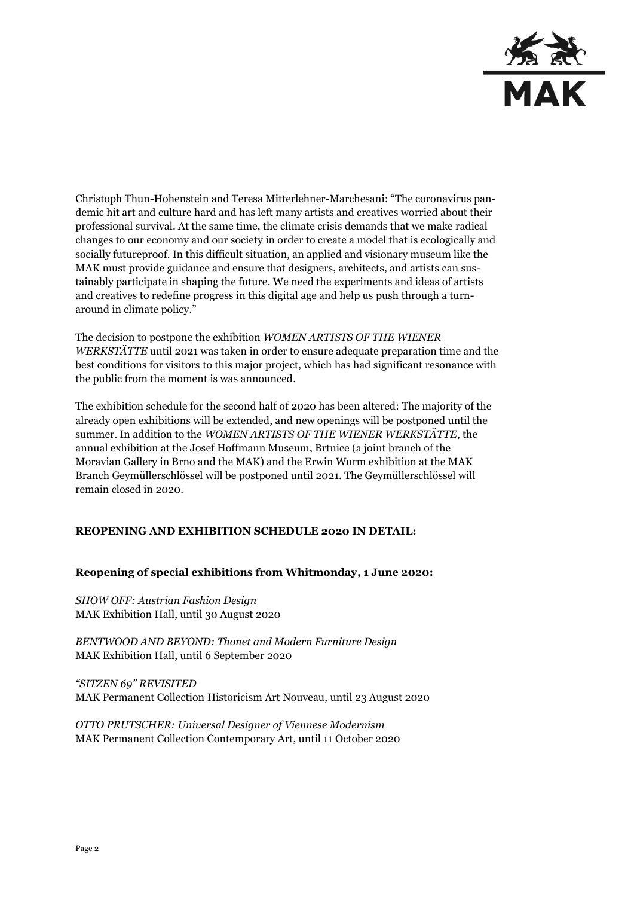Christoph Thun-Hohenstein and Teresa Mitterlehner-Marchesani: "The coronavirus pandemic hit art and culture hard and has left many artists and creatives worried about their professional survival. At the same time, the climate crisis demands that we make radical changes to our economy and our society in order to create a model that is ecologically and socially futureproof. In this difficult situation, an applied and visionary museum like the MAK must provide guidance and ensure that designers, architects, and artists can sustainably participate in shaping the future. We need the experiments and ideas of artists and creatives to redefine progress in this digital age and help us push through a turnaround in climate policy."

The decision to postpone the exhibition *WOMEN ARTISTS OF THE WIENER WERKSTÄTTE* until 2021 was taken in order to ensure adequate preparation time and the best conditions for visitors to this major project, which has had significant resonance with the public from the moment is was announced.

The exhibition schedule for the second half of 2020 has been altered: The majority of the already open exhibitions will be extended, and new openings will be postponed until the summer. In addition to the *WOMEN ARTISTS OF THE WIENER WERKSTÄTTE*, the annual exhibition at the Josef Hoffmann Museum, Brtnice (a joint branch of the Moravian Gallery in Brno and the MAK) and the Erwin Wurm exhibition at the MAK Branch Geymüllerschlössel will be postponed until 2021. The Geymüllerschlössel will remain closed in 2020.

**REOPENING AND EXHIBITION SCHEDULE 2020 IN DETAIL:**

**Reopening of special exhibitions from Whitmonday, 1 June 2020:**

*SHOW OFF: Austrian Fashion Design*
MAK Exhibition Hall, until 30 August 2020

*BENTWOOD AND BEYOND: Thonet and Modern Furniture Design*
MAK Exhibition Hall, until 6 September 2020

*"SITZEN 69" REVISITED*
MAK Permanent Collection Historicism Art Nouveau, until 23 August 2020

*OTTO PRUTSCHER: Universal Designer of Viennese Modernism*
MAK Permanent Collection Contemporary Art, until 11 October 2020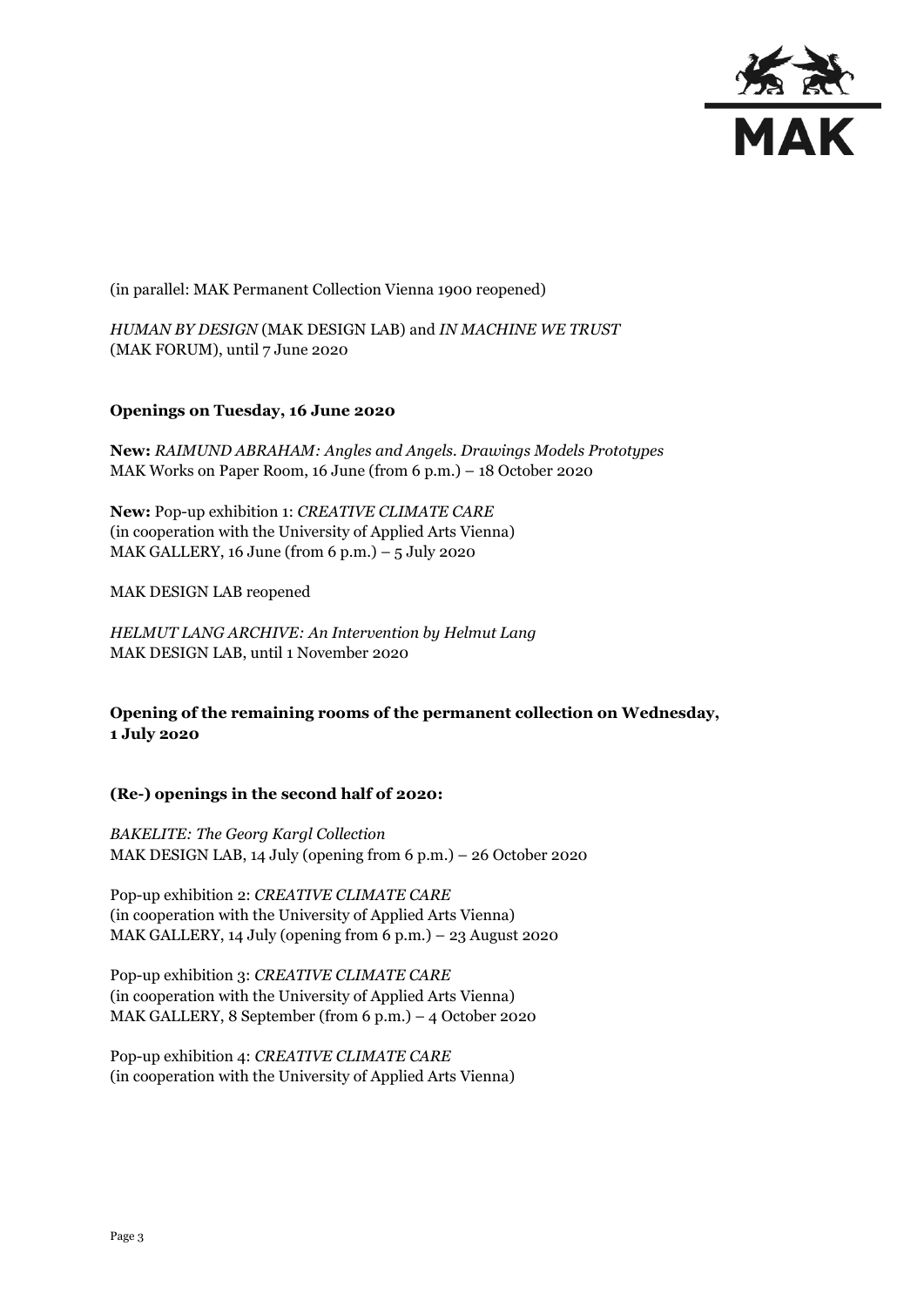(in parallel: MAK Permanent Collection Vienna 1900 reopened)

*HUMAN BY DESIGN* (MAK DESIGN LAB) and *IN MACHINE WE TRUST* (MAK FORUM), until 7 June 2020

**Openings on Tuesday, 16 June 2020**

**New:** *RAIMUND ABRAHAM: Angles and Angels. Drawings Models Prototypes*
MAK Works on Paper Room, 16 June (from 6 p.m.) – 18 October 2020

**New:** Pop-up exhibition 1: *CREATIVE CLIMATE CARE*
(in cooperation with the University of Applied Arts Vienna)
MAK GALLERY, 16 June (from 6 p.m.) – 5 July 2020

MAK DESIGN LAB reopened

*HELMUT LANG ARCHIVE: An Intervention by Helmut Lang*
MAK DESIGN LAB, until 1 November 2020

**Opening of the remaining rooms of the permanent collection on Wednesday, 1 July 2020**

**(Re-) openings in the second half of 2020:**

*BAKELITE: The Georg Kargl Collection*
MAK DESIGN LAB, 14 July (opening from 6 p.m.) – 26 October 2020

Pop-up exhibition 2: *CREATIVE CLIMATE CARE*
(in cooperation with the University of Applied Arts Vienna)
MAK GALLERY, 14 July (opening from 6 p.m.) – 23 August 2020

Pop-up exhibition 3: *CREATIVE CLIMATE CARE*
(in cooperation with the University of Applied Arts Vienna)
MAK GALLERY, 8 September (from 6 p.m.) – 4 October 2020

Pop-up exhibition 4: *CREATIVE CLIMATE CARE*
(in cooperation with the University of Applied Arts Vienna)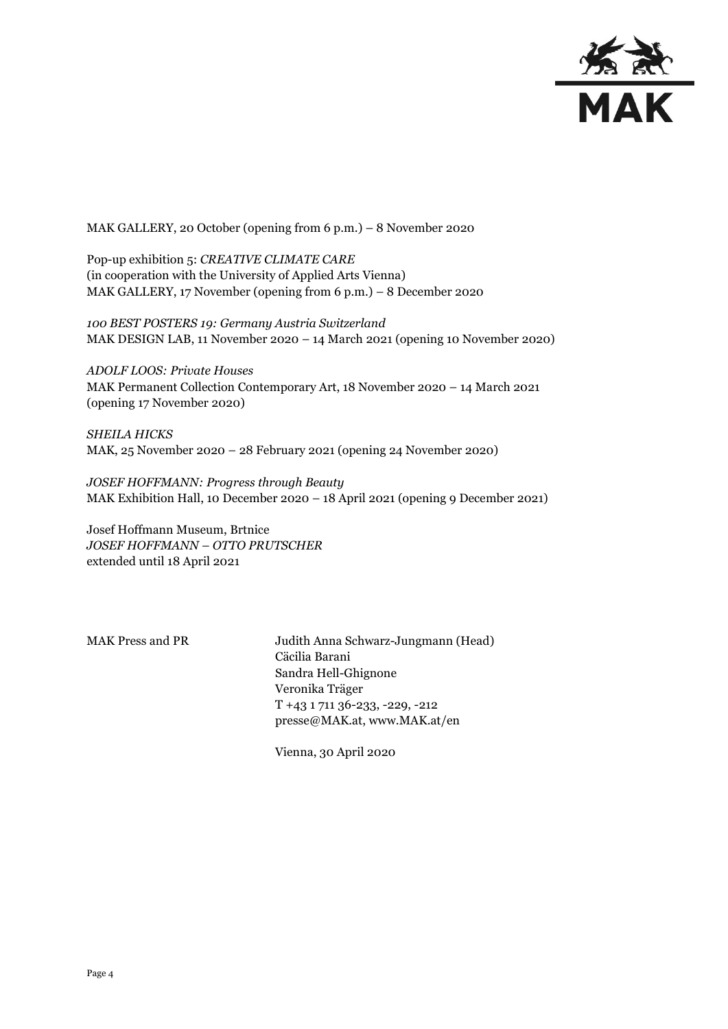MAK GALLERY, 20 October (opening from 6 p.m.) – 8 November 2020

Pop-up exhibition 5: *CREATIVE CLIMATE CARE*
(in cooperation with the University of Applied Arts Vienna)
MAK GALLERY, 17 November (opening from 6 p.m.) – 8 December 2020

*100 BEST POSTERS 19: Germany Austria Switzerland*
MAK DESIGN LAB, 11 November 2020 – 14 March 2021 (opening 10 November 2020)

*ADOLF LOOS: Private Houses*
MAK Permanent Collection Contemporary Art, 18 November 2020 – 14 March 2021 (opening 17 November 2020)

*SHEILA HICKS*
MAK, 25 November 2020 – 28 February 2021 (opening 24 November 2020)

*JOSEF HOFFMANN: Progress through Beauty*
MAK Exhibition Hall, 10 December 2020 – 18 April 2021 (opening 9 December 2021)

Josef Hoffmann Museum, Brtnice
*JOSEF HOFFMANN – OTTO PRUTSCHER*
extended until 18 April 2021

MAK Press and PR

Judith Anna Schwarz-Jungmann (Head)
Cäcilia Barani
Sandra Hell-Ghignone
Veronika Träger
T +43 1 711 36-233, -229, -212
presse@MAK.at, www.MAK.at/en

Vienna, 30 April 2020